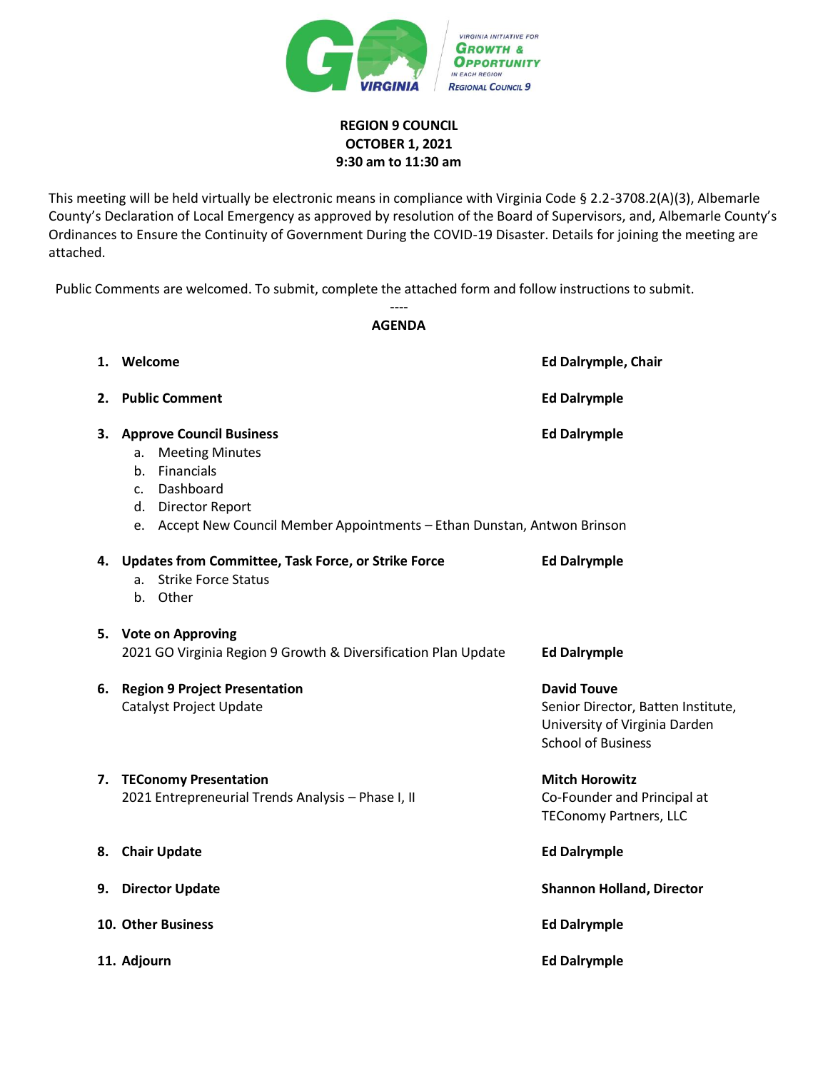GO VIRGINIA — VIRGINIA INITIATIVE FOR GROWTH & OPPORTUNITY IN EACH REGION — REGIONAL COUNCIL 9

**REGION 9 COUNCIL**
**OCTOBER 1, 2021**
**9:30 am to 11:30 am**

This meeting will be held virtually be electronic means in compliance with Virginia Code § 2.2-3708.2(A)(3), Albemarle County's Declaration of Local Emergency as approved by resolution of the Board of Supervisors, and, Albemarle County's Ordinances to Ensure the Continuity of Government During the COVID-19 Disaster. Details for joining the meeting are attached.

Public Comments are welcomed. To submit, complete the attached form and follow instructions to submit.

----

**AGENDA**

1. **Welcome** — **Ed Dalrymple, Chair**
2. **Public Comment** — **Ed Dalrymple**
3. **Approve Council Business** — **Ed Dalrymple**
   a. Meeting Minutes
   b. Financials
   c. Dashboard
   d. Director Report
   e. Accept New Council Member Appointments – Ethan Dunstan, Antwon Brinson
4. **Updates from Committee, Task Force, or Strike Force** — **Ed Dalrymple**
   a. Strike Force Status
   b. Other
5. **Vote on Approving**
   2021 GO Virginia Region 9 Growth & Diversification Plan Update — **Ed Dalrymple**
6. **Region 9 Project Presentation** — **David Touve**
   Catalyst Project Update — Senior Director, Batten Institute, University of Virginia Darden School of Business
7. **TEConomy Presentation** — **Mitch Horowitz**
   2021 Entrepreneurial Trends Analysis – Phase I, II — Co-Founder and Principal at TEConomy Partners, LLC
8. **Chair Update** — **Ed Dalrymple**
9. **Director Update** — **Shannon Holland, Director**
10. **Other Business** — **Ed Dalrymple**
11. **Adjourn** — **Ed Dalrymple**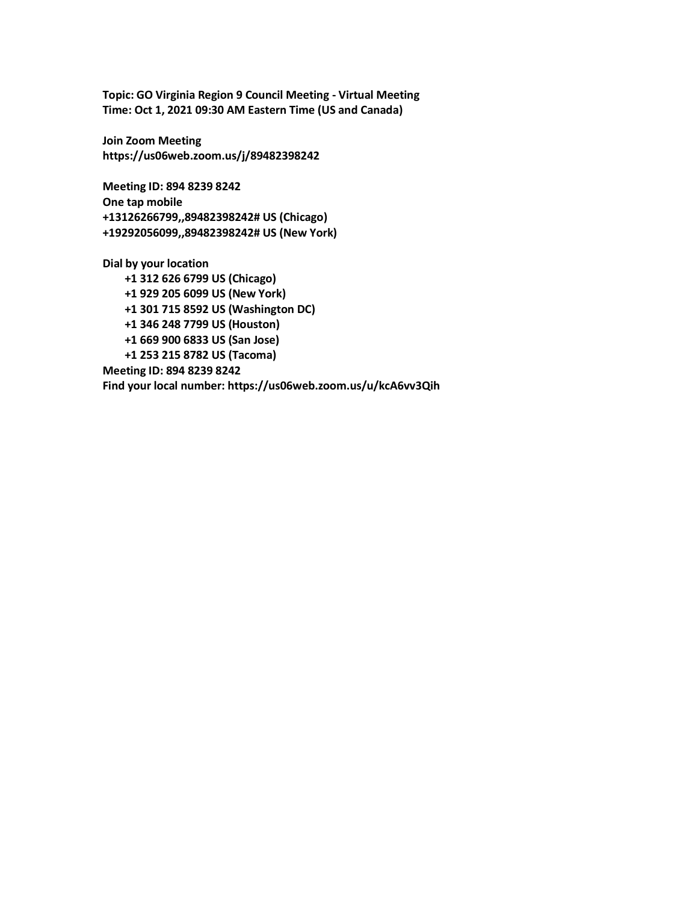**Topic: GO Virginia Region 9 Council Meeting - Virtual Meeting**
**Time: Oct 1, 2021 09:30 AM Eastern Time (US and Canada)**

**Join Zoom Meeting**
**https://us06web.zoom.us/j/89482398242**

**Meeting ID: 894 8239 8242**
**One tap mobile**
**+13126266799,,89482398242# US (Chicago)**
**+19292056099,,89482398242# US (New York)**

**Dial by your location**
- **+1 312 626 6799 US (Chicago)**
- **+1 929 205 6099 US (New York)**
- **+1 301 715 8592 US (Washington DC)**
- **+1 346 248 7799 US (Houston)**
- **+1 669 900 6833 US (San Jose)**
- **+1 253 215 8782 US (Tacoma)**

**Meeting ID: 894 8239 8242**
**Find your local number: https://us06web.zoom.us/u/kcA6vv3Qih**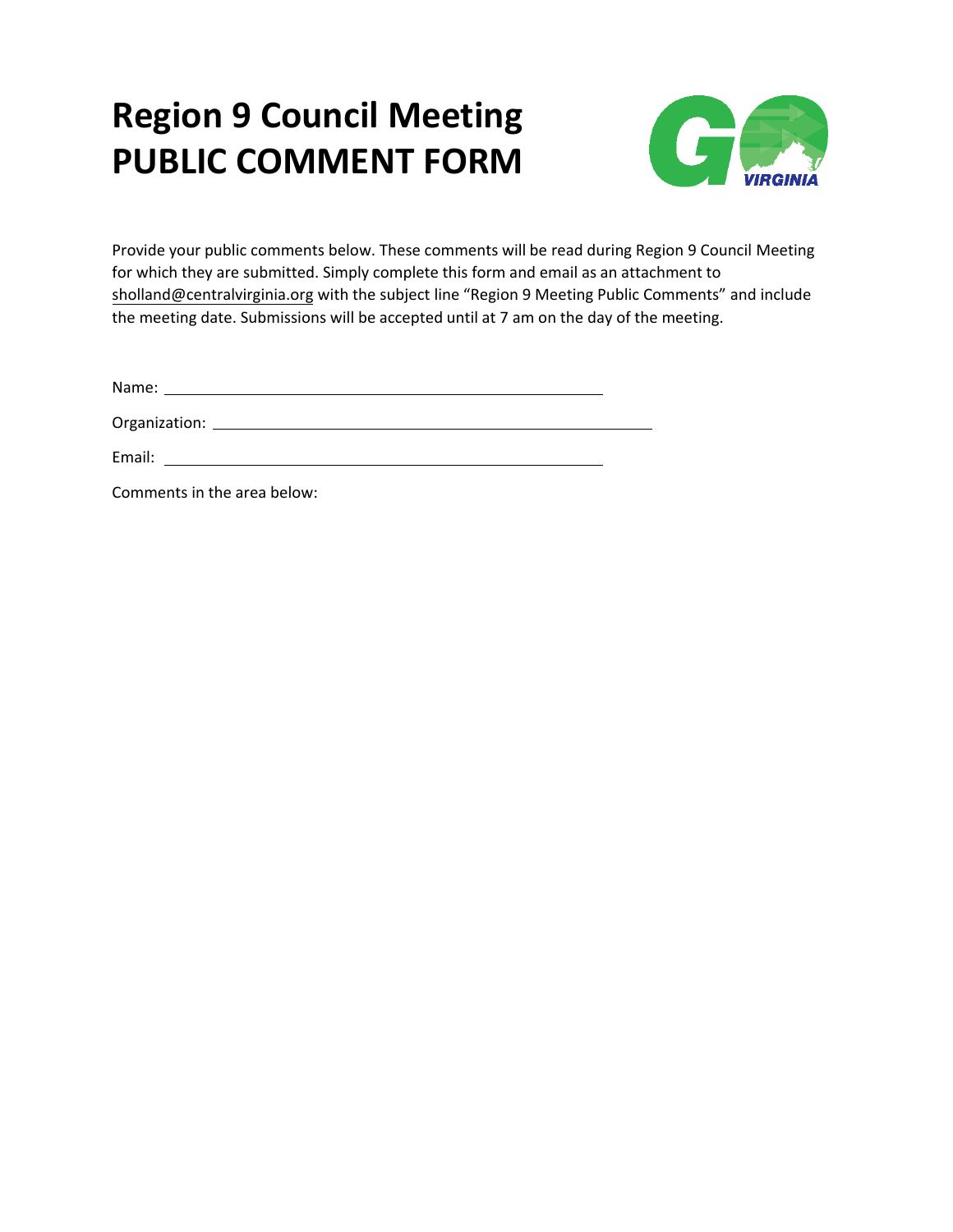# Region 9 Council Meeting
# PUBLIC COMMENT FORM

Provide your public comments below. These comments will be read during Region 9 Council Meeting for which they are submitted. Simply complete this form and email as an attachment to sholland@centralvirginia.org with the subject line "Region 9 Meeting Public Comments" and include the meeting date. Submissions will be accepted until at 7 am on the day of the meeting.

Name: ______________________________________________

Organization: ______________________________________________

Email: ______________________________________________

Comments in the area below: